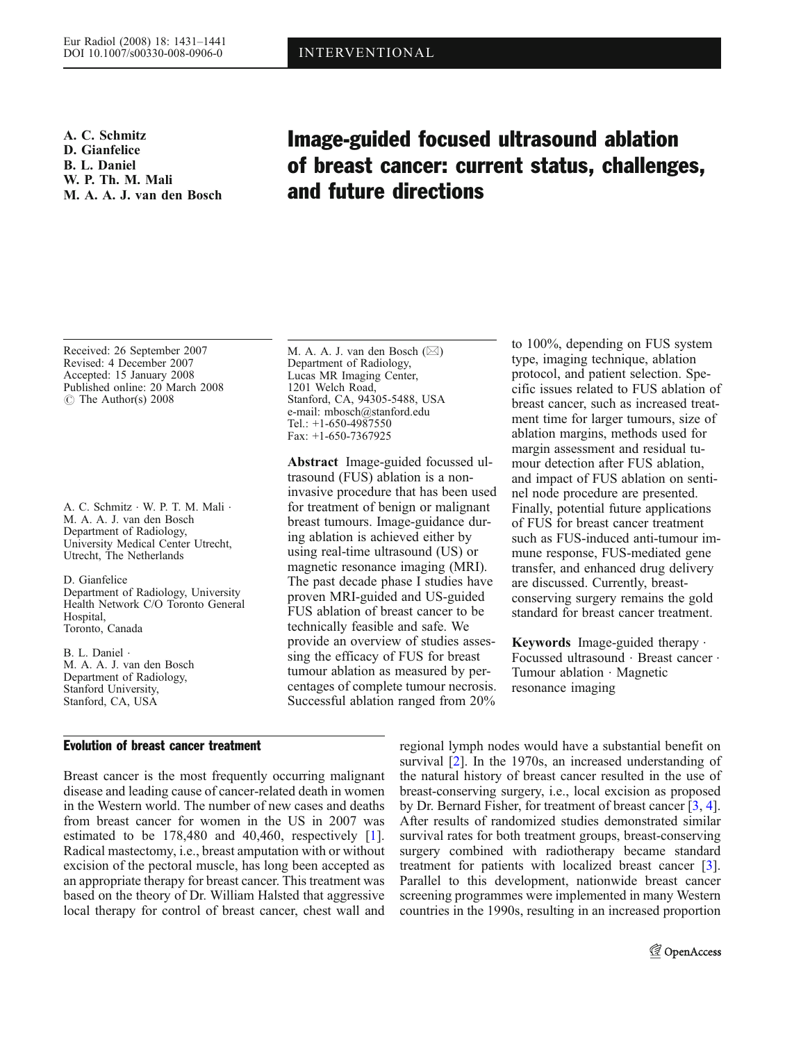INTERVENTIONAL

A. C. Schmitz
D. Gianfelice
B. L. Daniel
W. P. Th. M. Mali
M. A. A. J. van den Bosch

# Image-guided focused ultrasound ablation of breast cancer: current status, challenges, and future directions

Received: 26 September 2007
Revised: 4 December 2007
Accepted: 15 January 2008
Published online: 20 March 2008
© The Author(s) 2008

A. C. Schmitz · W. P. T. M. Mali · M. A. A. J. van den Bosch
Department of Radiology, University Medical Center Utrecht, Utrecht, The Netherlands

D. Gianfelice
Department of Radiology, University Health Network C/O Toronto General Hospital, Toronto, Canada

B. L. Daniel · M. A. A. J. van den Bosch
Department of Radiology, Stanford University, Stanford, CA, USA

M. A. A. J. van den Bosch (✉)
Department of Radiology, Lucas MR Imaging Center, 1201 Welch Road, Stanford, CA, 94305-5488, USA
e-mail: mbosch@stanford.edu
Tel.: +1-650-4987550
Fax: +1-650-7367925

**Abstract** Image-guided focussed ultrasound (FUS) ablation is a non-invasive procedure that has been used for treatment of benign or malignant breast tumours. Image-guidance during ablation is achieved either by using real-time ultrasound (US) or magnetic resonance imaging (MRI). The past decade phase I studies have proven MRI-guided and US-guided FUS ablation of breast cancer to be technically feasible and safe. We provide an overview of studies assessing the efficacy of FUS for breast tumour ablation as measured by percentages of complete tumour necrosis. Successful ablation ranged from 20% to 100%, depending on FUS system type, imaging technique, ablation protocol, and patient selection. Specific issues related to FUS ablation of breast cancer, such as increased treatment time for larger tumours, size of ablation margins, methods used for margin assessment and residual tumour detection after FUS ablation, and impact of FUS ablation on sentinel node procedure are presented. Finally, potential future applications of FUS for breast cancer treatment such as FUS-induced anti-tumour immune response, FUS-mediated gene transfer, and enhanced drug delivery are discussed. Currently, breast-conserving surgery remains the gold standard for breast cancer treatment.

**Keywords** Image-guided therapy · Focussed ultrasound · Breast cancer · Tumour ablation · Magnetic resonance imaging

## Evolution of breast cancer treatment

Breast cancer is the most frequently occurring malignant disease and leading cause of cancer-related death in women in the Western world. The number of new cases and deaths from breast cancer for women in the US in 2007 was estimated to be 178,480 and 40,460, respectively [1]. Radical mastectomy, i.e., breast amputation with or without excision of the pectoral muscle, has long been accepted as an appropriate therapy for breast cancer. This treatment was based on the theory of Dr. William Halsted that aggressive local therapy for control of breast cancer, chest wall and regional lymph nodes would have a substantial benefit on survival [2]. In the 1970s, an increased understanding of the natural history of breast cancer resulted in the use of breast-conserving surgery, i.e., local excision as proposed by Dr. Bernard Fisher, for treatment of breast cancer [3, 4]. After results of randomized studies demonstrated similar survival rates for both treatment groups, breast-conserving surgery combined with radiotherapy became standard treatment for patients with localized breast cancer [3]. Parallel to this development, nationwide breast cancer screening programmes were implemented in many Western countries in the 1990s, resulting in an increased proportion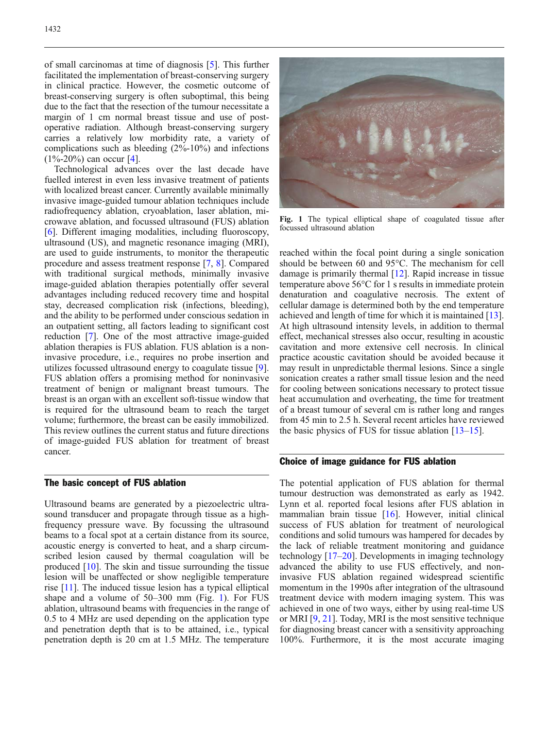of small carcinomas at time of diagnosis [5]. This further facilitated the implementation of breast-conserving surgery in clinical practice. However, the cosmetic outcome of breast-conserving surgery is often suboptimal, this being due to the fact that the resection of the tumour necessitate a margin of 1 cm normal breast tissue and use of post-operative radiation. Although breast-conserving surgery carries a relatively low morbidity rate, a variety of complications such as bleeding (2%-10%) and infections (1%-20%) can occur [4].

Technological advances over the last decade have fuelled interest in even less invasive treatment of patients with localized breast cancer. Currently available minimally invasive image-guided tumour ablation techniques include radiofrequency ablation, cryoablation, laser ablation, microwave ablation, and focussed ultrasound (FUS) ablation [6]. Different imaging modalities, including fluoroscopy, ultrasound (US), and magnetic resonance imaging (MRI), are used to guide instruments, to monitor the therapeutic procedure and assess treatment response [7, 8]. Compared with traditional surgical methods, minimally invasive image-guided ablation therapies potentially offer several advantages including reduced recovery time and hospital stay, decreased complication risk (infections, bleeding), and the ability to be performed under conscious sedation in an outpatient setting, all factors leading to significant cost reduction [7]. One of the most attractive image-guided ablation therapies is FUS ablation. FUS ablation is a non-invasive procedure, i.e., requires no probe insertion and utilizes focussed ultrasound energy to coagulate tissue [9]. FUS ablation offers a promising method for noninvasive treatment of benign or malignant breast tumours. The breast is an organ with an excellent soft-tissue window that is required for the ultrasound beam to reach the target volume; furthermore, the breast can be easily immobilized. This review outlines the current status and future directions of image-guided FUS ablation for treatment of breast cancer.

## The basic concept of FUS ablation

Ultrasound beams are generated by a piezoelectric ultrasound transducer and propagate through tissue as a high-frequency pressure wave. By focussing the ultrasound beams to a focal spot at a certain distance from its source, acoustic energy is converted to heat, and a sharp circumscribed lesion caused by thermal coagulation will be produced [10]. The skin and tissue surrounding the tissue lesion will be unaffected or show negligible temperature rise [11]. The induced tissue lesion has a typical elliptical shape and a volume of 50–300 mm (Fig. 1). For FUS ablation, ultrasound beams with frequencies in the range of 0.5 to 4 MHz are used depending on the application type and penetration depth that is to be attained, i.e., typical penetration depth is 20 cm at 1.5 MHz. The temperature reached within the focal point during a single sonication should be between 60 and 95°C. The mechanism for cell damage is primarily thermal [12]. Rapid increase in tissue temperature above 56°C for 1 s results in immediate protein denaturation and coagulative necrosis. The extent of cellular damage is determined both by the end temperature achieved and length of time for which it is maintained [13]. At high ultrasound intensity levels, in addition to thermal effect, mechanical stresses also occur, resulting in acoustic cavitation and more extensive cell necrosis. In clinical practice acoustic cavitation should be avoided because it may result in unpredictable thermal lesions. Since a single sonication creates a rather small tissue lesion and the need for cooling between sonications necessary to protect tissue heat accumulation and overheating, the time for treatment of a breast tumour of several cm is rather long and ranges from 45 min to 2.5 h. Several recent articles have reviewed the basic physics of FUS for tissue ablation [13–15].

**Fig. 1** The typical elliptical shape of coagulated tissue after focussed ultrasound ablation

## Choice of image guidance for FUS ablation

The potential application of FUS ablation for thermal tumour destruction was demonstrated as early as 1942. Lynn et al. reported focal lesions after FUS ablation in mammalian brain tissue [16]. However, initial clinical success of FUS ablation for treatment of neurological conditions and solid tumours was hampered for decades by the lack of reliable treatment monitoring and guidance technology [17–20]. Developments in imaging technology advanced the ability to use FUS effectively, and non-invasive FUS ablation regained widespread scientific momentum in the 1990s after integration of the ultrasound treatment device with modern imaging system. This was achieved in one of two ways, either by using real-time US or MRI [9, 21]. Today, MRI is the most sensitive technique for diagnosing breast cancer with a sensitivity approaching 100%. Furthermore, it is the most accurate imaging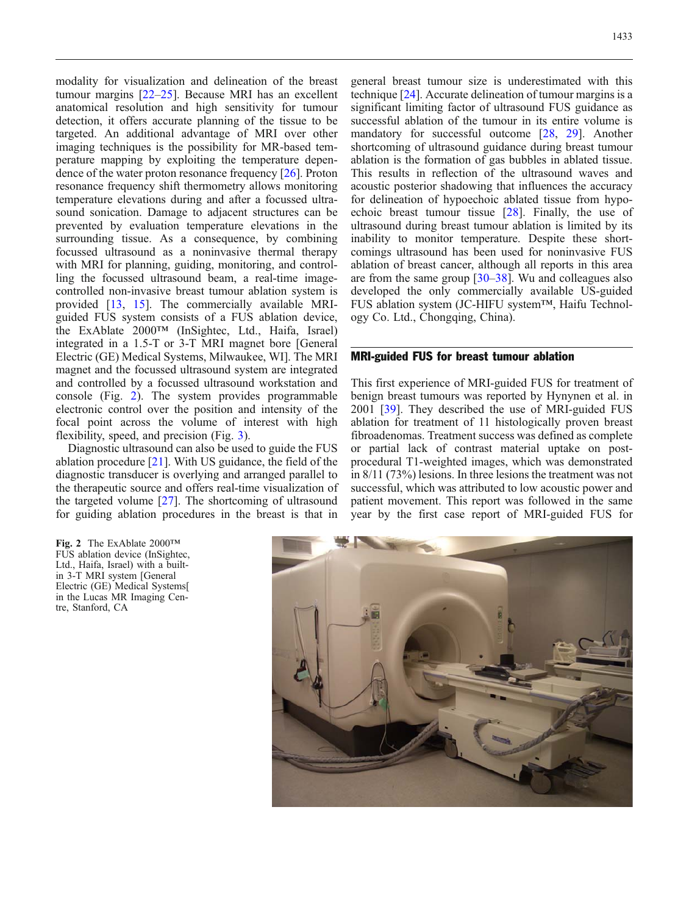modality for visualization and delineation of the breast tumour margins [22–25]. Because MRI has an excellent anatomical resolution and high sensitivity for tumour detection, it offers accurate planning of the tissue to be targeted. An additional advantage of MRI over other imaging techniques is the possibility for MR-based temperature mapping by exploiting the temperature dependence of the water proton resonance frequency [26]. Proton resonance frequency shift thermometry allows monitoring temperature elevations during and after a focussed ultrasound sonication. Damage to adjacent structures can be prevented by evaluation temperature elevations in the surrounding tissue. As a consequence, by combining focussed ultrasound as a noninvasive thermal therapy with MRI for planning, guiding, monitoring, and controlling the focussed ultrasound beam, a real-time image-controlled non-invasive breast tumour ablation system is provided [13, 15]. The commercially available MRI-guided FUS system consists of a FUS ablation device, the ExAblate 2000™ (InSightec, Ltd., Haifa, Israel) integrated in a 1.5-T or 3-T MRI magnet bore [General Electric (GE) Medical Systems, Milwaukee, WI]. The MRI magnet and the focussed ultrasound system are integrated and controlled by a focussed ultrasound workstation and console (Fig. 2). The system provides programmable electronic control over the position and intensity of the focal point across the volume of interest with high flexibility, speed, and precision (Fig. 3).

Diagnostic ultrasound can also be used to guide the FUS ablation procedure [21]. With US guidance, the field of the diagnostic transducer is overlying and arranged parallel to the therapeutic source and offers real-time visualization of the targeted volume [27]. The shortcoming of ultrasound for guiding ablation procedures in the breast is that in general breast tumour size is underestimated with this technique [24]. Accurate delineation of tumour margins is a significant limiting factor of ultrasound FUS guidance as successful ablation of the tumour in its entire volume is mandatory for successful outcome [28, 29]. Another shortcoming of ultrasound guidance during breast tumour ablation is the formation of gas bubbles in ablated tissue. This results in reflection of the ultrasound waves and acoustic posterior shadowing that influences the accuracy for delineation of hypoechoic ablated tissue from hypoechoic breast tumour tissue [28]. Finally, the use of ultrasound during breast tumour ablation is limited by its inability to monitor temperature. Despite these shortcomings ultrasound has been used for noninvasive FUS ablation of breast cancer, although all reports in this area are from the same group [30–38]. Wu and colleagues also developed the only commercially available US-guided FUS ablation system (JC-HIFU system™, Haifu Technology Co. Ltd., Chongqing, China).

## MRI-guided FUS for breast tumour ablation

This first experience of MRI-guided FUS for treatment of benign breast tumours was reported by Hynynen et al. in 2001 [39]. They described the use of MRI-guided FUS ablation for treatment of 11 histologically proven breast fibroadenomas. Treatment success was defined as complete or partial lack of contrast material uptake on post-procedural T1-weighted images, which was demonstrated in 8/11 (73%) lesions. In three lesions the treatment was not successful, which was attributed to low acoustic power and patient movement. This report was followed in the same year by the first case report of MRI-guided FUS for

**Fig. 2** The ExAblate 2000™ FUS ablation device (InSightec, Ltd., Haifa, Israel) with a built-in 3-T MRI system [General Electric (GE) Medical Systems[ in the Lucas MR Imaging Centre, Stanford, CA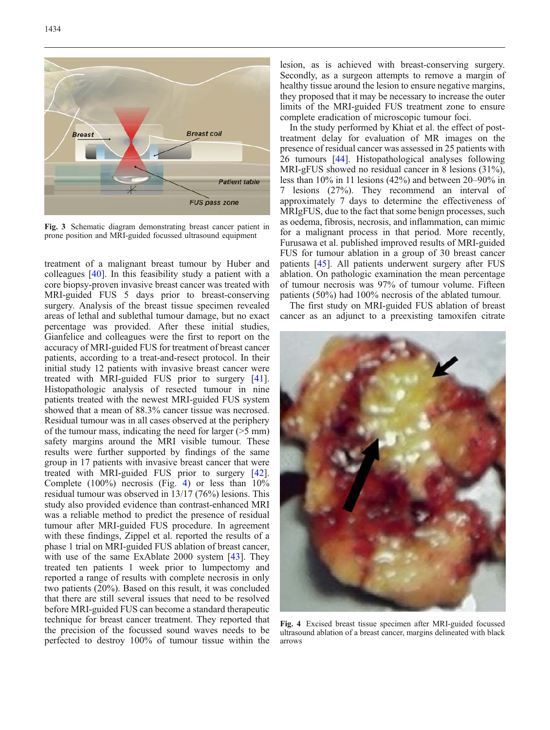Fig. 3 Schematic diagram demonstrating breast cancer patient in prone position and MRI-guided focussed ultrasound equipment

treatment of a malignant breast tumour by Huber and colleagues [40]. In this feasibility study a patient with a core biopsy-proven invasive breast cancer was treated with MRI-guided FUS 5 days prior to breast-conserving surgery. Analysis of the breast tissue specimen revealed areas of lethal and sublethal tumour damage, but no exact percentage was provided. After these initial studies, Gianfelice and colleagues were the first to report on the accuracy of MRI-guided FUS for treatment of breast cancer patients, according to a treat-and-resect protocol. In their initial study 12 patients with invasive breast cancer were treated with MRI-guided FUS prior to surgery [41]. Histopathologic analysis of resected tumour in nine patients treated with the newest MRI-guided FUS system showed that a mean of 88.3% cancer tissue was necrosed. Residual tumour was in all cases observed at the periphery of the tumour mass, indicating the need for larger (>5 mm) safety margins around the MRI visible tumour. These results were further supported by findings of the same group in 17 patients with invasive breast cancer that were treated with MRI-guided FUS prior to surgery [42]. Complete (100%) necrosis (Fig. 4) or less than 10% residual tumour was observed in 13/17 (76%) lesions. This study also provided evidence than contrast-enhanced MRI was a reliable method to predict the presence of residual tumour after MRI-guided FUS procedure. In agreement with these findings, Zippel et al. reported the results of a phase 1 trial on MRI-guided FUS ablation of breast cancer, with use of the same ExAblate 2000 system [43]. They treated ten patients 1 week prior to lumpectomy and reported a range of results with complete necrosis in only two patients (20%). Based on this result, it was concluded that there are still several issues that need to be resolved before MRI-guided FUS can become a standard therapeutic technique for breast cancer treatment. They reported that the precision of the focussed sound waves needs to be perfected to destroy 100% of tumour tissue within the lesion, as is achieved with breast-conserving surgery. Secondly, as a surgeon attempts to remove a margin of healthy tissue around the lesion to ensure negative margins, they proposed that it may be necessary to increase the outer limits of the MRI-guided FUS treatment zone to ensure complete eradication of microscopic tumour foci.

In the study performed by Khiat et al. the effect of post-treatment delay for evaluation of MR images on the presence of residual cancer was assessed in 25 patients with 26 tumours [44]. Histopathological analyses following MRI-gFUS showed no residual cancer in 8 lesions (31%), less than 10% in 11 lesions (42%) and between 20–90% in 7 lesions (27%). They recommend an interval of approximately 7 days to determine the effectiveness of MRIgFUS, due to the fact that some benign processes, such as oedema, fibrosis, necrosis, and inflammation, can mimic for a malignant process in that period. More recently, Furusawa et al. published improved results of MRI-guided FUS for tumour ablation in a group of 30 breast cancer patients [45]. All patients underwent surgery after FUS ablation. On pathologic examination the mean percentage of tumour necrosis was 97% of tumour volume. Fifteen patients (50%) had 100% necrosis of the ablated tumour.

The first study on MRI-guided FUS ablation of breast cancer as an adjunct to a preexisting tamoxifen citrate

Fig. 4 Excised breast tissue specimen after MRI-guided focussed ultrasound ablation of a breast cancer, margins delineated with black arrows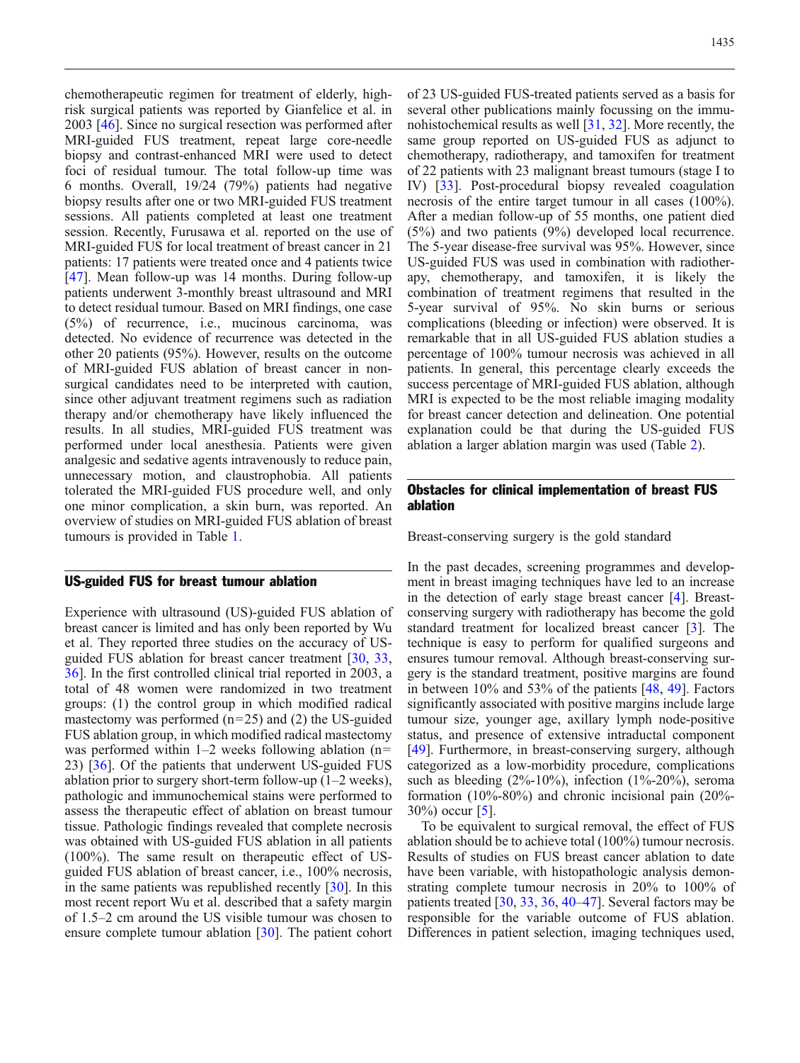chemotherapeutic regimen for treatment of elderly, high-risk surgical patients was reported by Gianfelice et al. in 2003 [46]. Since no surgical resection was performed after MRI-guided FUS treatment, repeat large core-needle biopsy and contrast-enhanced MRI were used to detect foci of residual tumour. The total follow-up time was 6 months. Overall, 19/24 (79%) patients had negative biopsy results after one or two MRI-guided FUS treatment sessions. All patients completed at least one treatment session. Recently, Furusawa et al. reported on the use of MRI-guided FUS for local treatment of breast cancer in 21 patients: 17 patients were treated once and 4 patients twice [47]. Mean follow-up was 14 months. During follow-up patients underwent 3-monthly breast ultrasound and MRI to detect residual tumour. Based on MRI findings, one case (5%) of recurrence, i.e., mucinous carcinoma, was detected. No evidence of recurrence was detected in the other 20 patients (95%). However, results on the outcome of MRI-guided FUS ablation of breast cancer in non-surgical candidates need to be interpreted with caution, since other adjuvant treatment regimens such as radiation therapy and/or chemotherapy have likely influenced the results. In all studies, MRI-guided FUS treatment was performed under local anesthesia. Patients were given analgesic and sedative agents intravenously to reduce pain, unnecessary motion, and claustrophobia. All patients tolerated the MRI-guided FUS procedure well, and only one minor complication, a skin burn, was reported. An overview of studies on MRI-guided FUS ablation of breast tumours is provided in Table 1.

## US-guided FUS for breast tumour ablation

Experience with ultrasound (US)-guided FUS ablation of breast cancer is limited and has only been reported by Wu et al. They reported three studies on the accuracy of US-guided FUS ablation for breast cancer treatment [30, 33, 36]. In the first controlled clinical trial reported in 2003, a total of 48 women were randomized in two treatment groups: (1) the control group in which modified radical mastectomy was performed (n=25) and (2) the US-guided FUS ablation group, in which modified radical mastectomy was performed within 1–2 weeks following ablation (n=23) [36]. Of the patients that underwent US-guided FUS ablation prior to surgery short-term follow-up (1–2 weeks), pathologic and immunochemical stains were performed to assess the therapeutic effect of ablation on breast tumour tissue. Pathologic findings revealed that complete necrosis was obtained with US-guided FUS ablation in all patients (100%). The same result on therapeutic effect of US-guided FUS ablation of breast cancer, i.e., 100% necrosis, in the same patients was republished recently [30]. In this most recent report Wu et al. described that a safety margin of 1.5–2 cm around the US visible tumour was chosen to ensure complete tumour ablation [30]. The patient cohort of 23 US-guided FUS-treated patients served as a basis for several other publications mainly focussing on the immunohistochemical results as well [31, 32]. More recently, the same group reported on US-guided FUS as adjunct to chemotherapy, radiotherapy, and tamoxifen for treatment of 22 patients with 23 malignant breast tumours (stage I to IV) [33]. Post-procedural biopsy revealed coagulation necrosis of the entire target tumour in all cases (100%). After a median follow-up of 55 months, one patient died (5%) and two patients (9%) developed local recurrence. The 5-year disease-free survival was 95%. However, since US-guided FUS was used in combination with radiotherapy, chemotherapy, and tamoxifen, it is likely the combination of treatment regimens that resulted in the 5-year survival of 95%. No skin burns or serious complications (bleeding or infection) were observed. It is remarkable that in all US-guided FUS ablation studies a percentage of 100% tumour necrosis was achieved in all patients. In general, this percentage clearly exceeds the success percentage of MRI-guided FUS ablation, although MRI is expected to be the most reliable imaging modality for breast cancer detection and delineation. One potential explanation could be that during the US-guided FUS ablation a larger ablation margin was used (Table 2).

## Obstacles for clinical implementation of breast FUS ablation

### Breast-conserving surgery is the gold standard

In the past decades, screening programmes and development in breast imaging techniques have led to an increase in the detection of early stage breast cancer [4]. Breast-conserving surgery with radiotherapy has become the gold standard treatment for localized breast cancer [3]. The technique is easy to perform for qualified surgeons and ensures tumour removal. Although breast-conserving surgery is the standard treatment, positive margins are found in between 10% and 53% of the patients [48, 49]. Factors significantly associated with positive margins include large tumour size, younger age, axillary lymph node-positive status, and presence of extensive intraductal component [49]. Furthermore, in breast-conserving surgery, although categorized as a low-morbidity procedure, complications such as bleeding (2%-10%), infection (1%-20%), seroma formation (10%-80%) and chronic incisional pain (20%-30%) occur [5].

To be equivalent to surgical removal, the effect of FUS ablation should be to achieve total (100%) tumour necrosis. Results of studies on FUS breast cancer ablation to date have been variable, with histopathologic analysis demonstrating complete tumour necrosis in 20% to 100% of patients treated [30, 33, 36, 40–47]. Several factors may be responsible for the variable outcome of FUS ablation. Differences in patient selection, imaging techniques used,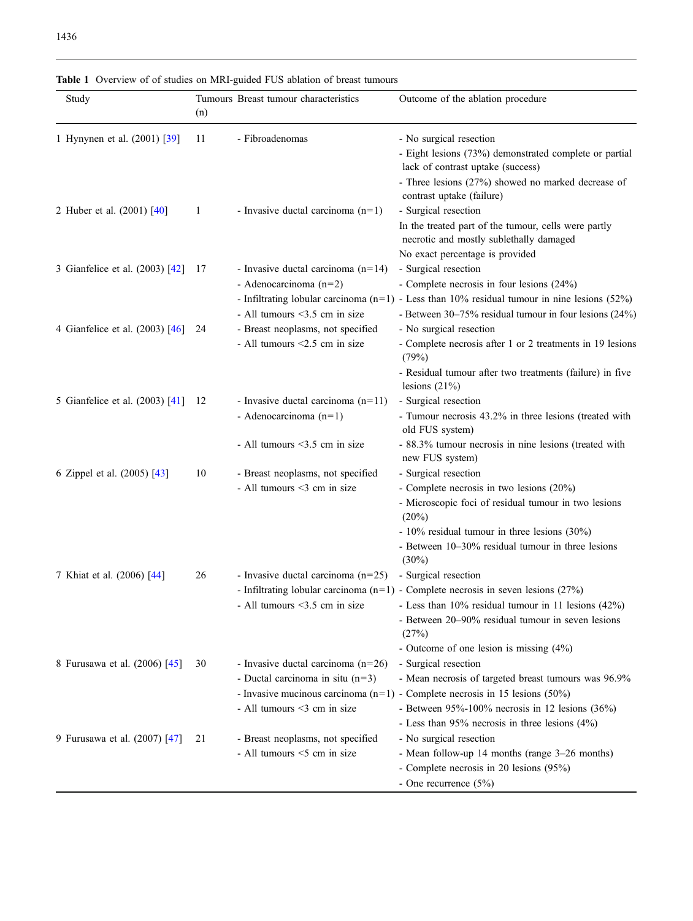**Table 1** Overview of of studies on MRI-guided FUS ablation of breast tumours

| Study | Tumours (n) | Breast tumour characteristics | Outcome of the ablation procedure |
|---|---|---|---|
| 1 Hynynen et al. (2001) [39] | 11 | - Fibroadenomas | - No surgical resection<br>- Eight lesions (73%) demonstrated complete or partial lack of contrast uptake (success)<br>- Three lesions (27%) showed no marked decrease of contrast uptake (failure) |
| 2 Huber et al. (2001) [40] | 1 | - Invasive ductal carcinoma (n=1) | - Surgical resection<br>In the treated part of the tumour, cells were partly necrotic and mostly sublethally damaged<br>No exact percentage is provided |
| 3 Gianfelice et al. (2003) [42] | 17 | - Invasive ductal carcinoma (n=14)<br>- Adenocarcinoma (n=2)<br>- Infiltrating lobular carcinoma (n=1)<br>- All tumours <3.5 cm in size | - Surgical resection<br>- Complete necrosis in four lesions (24%)<br>- Less than 10% residual tumour in nine lesions (52%)<br>- Between 30–75% residual tumour in four lesions (24%) |
| 4 Gianfelice et al. (2003) [46] | 24 | - Breast neoplasms, not specified<br>- All tumours <2.5 cm in size | - No surgical resection<br>- Complete necrosis after 1 or 2 treatments in 19 lesions (79%)<br>- Residual tumour after two treatments (failure) in five lesions (21%) |
| 5 Gianfelice et al. (2003) [41] | 12 | - Invasive ductal carcinoma (n=11)<br>- Adenocarcinoma (n=1)<br>- All tumours <3.5 cm in size | - Surgical resection<br>- Tumour necrosis 43.2% in three lesions (treated with old FUS system)<br>- 88.3% tumour necrosis in nine lesions (treated with new FUS system) |
| 6 Zippel et al. (2005) [43] | 10 | - Breast neoplasms, not specified<br>- All tumours <3 cm in size | - Surgical resection<br>- Complete necrosis in two lesions (20%)<br>- Microscopic foci of residual tumour in two lesions (20%)<br>- 10% residual tumour in three lesions (30%)<br>- Between 10–30% residual tumour in three lesions (30%) |
| 7 Khiat et al. (2006) [44] | 26 | - Invasive ductal carcinoma (n=25)<br>- Infiltrating lobular carcinoma (n=1)<br>- All tumours <3.5 cm in size | - Surgical resection<br>- Complete necrosis in seven lesions (27%)<br>- Less than 10% residual tumour in 11 lesions (42%)<br>- Between 20–90% residual tumour in seven lesions (27%)<br>- Outcome of one lesion is missing (4%) |
| 8 Furusawa et al. (2006) [45] | 30 | - Invasive ductal carcinoma (n=26)<br>- Ductal carcinoma in situ (n=3)<br>- Invasive mucinous carcinoma (n=1)<br>- All tumours <3 cm in size | - Surgical resection<br>- Mean necrosis of targeted breast tumours was 96.9%<br>- Complete necrosis in 15 lesions (50%)<br>- Between 95%-100% necrosis in 12 lesions (36%)<br>- Less than 95% necrosis in three lesions (4%) |
| 9 Furusawa et al. (2007) [47] | 21 | - Breast neoplasms, not specified<br>- All tumours <5 cm in size | - No surgical resection<br>- Mean follow-up 14 months (range 3–26 months)<br>- Complete necrosis in 20 lesions (95%)<br>- One recurrence (5%) |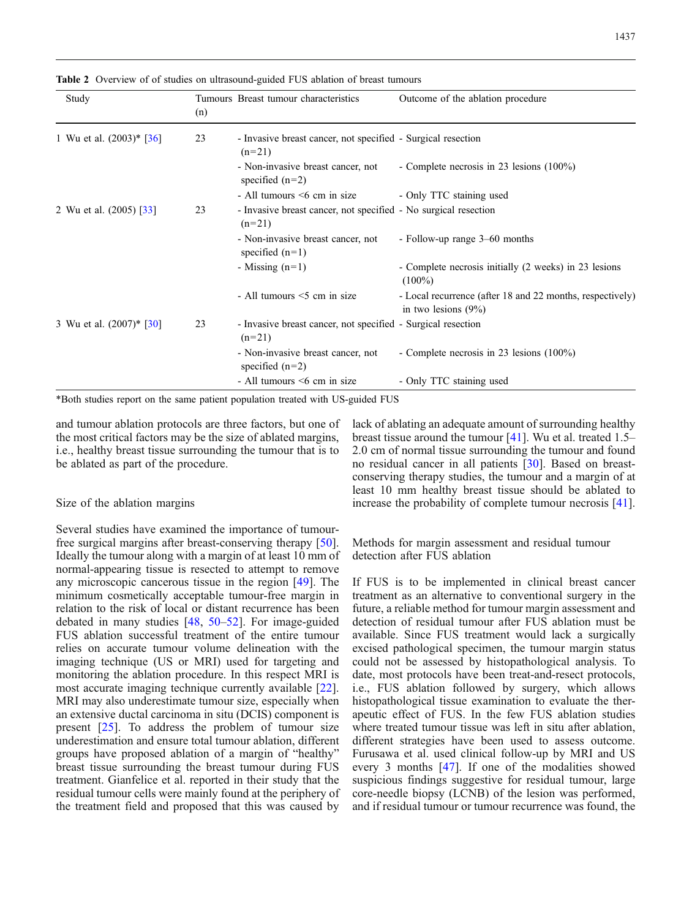**Table 2** Overview of of studies on ultrasound-guided FUS ablation of breast tumours

| Study | Tumours (n) | Breast tumour characteristics | Outcome of the ablation procedure |
|---|---|---|---|
| 1 Wu et al. (2003)* [36] | 23 | - Invasive breast cancer, not specified (n=21) | - Surgical resection |
| | | - Non-invasive breast cancer, not specified (n=2) | - Complete necrosis in 23 lesions (100%) |
| | | - All tumours <6 cm in size | - Only TTC staining used |
| 2 Wu et al. (2005) [33] | 23 | - Invasive breast cancer, not specified (n=21) | - No surgical resection |
| | | - Non-invasive breast cancer, not specified (n=1) | - Follow-up range 3–60 months |
| | | - Missing (n=1) | - Complete necrosis initially (2 weeks) in 23 lesions (100%) |
| | | - All tumours <5 cm in size | - Local recurrence (after 18 and 22 months, respectively) in two lesions (9%) |
| 3 Wu et al. (2007)* [30] | 23 | - Invasive breast cancer, not specified (n=21) | - Surgical resection |
| | | - Non-invasive breast cancer, not specified (n=2) | - Complete necrosis in 23 lesions (100%) |
| | | - All tumours <6 cm in size | - Only TTC staining used |

*Both studies report on the same patient population treated with US-guided FUS

and tumour ablation protocols are three factors, but one of the most critical factors may be the size of ablated margins, i.e., healthy breast tissue surrounding the tumour that is to be ablated as part of the procedure.

### Size of the ablation margins

Several studies have examined the importance of tumour-free surgical margins after breast-conserving therapy [50]. Ideally the tumour along with a margin of at least 10 mm of normal-appearing tissue is resected to attempt to remove any microscopic cancerous tissue in the region [49]. The minimum cosmetically acceptable tumour-free margin in relation to the risk of local or distant recurrence has been debated in many studies [48, 50–52]. For image-guided FUS ablation successful treatment of the entire tumour relies on accurate tumour volume delineation with the imaging technique (US or MRI) used for targeting and monitoring the ablation procedure. In this respect MRI is most accurate imaging technique currently available [22]. MRI may also underestimate tumour size, especially when an extensive ductal carcinoma in situ (DCIS) component is present [25]. To address the problem of tumour size underestimation and ensure total tumour ablation, different groups have proposed ablation of a margin of "healthy" breast tissue surrounding the breast tumour during FUS treatment. Gianfelice et al. reported in their study that the residual tumour cells were mainly found at the periphery of the treatment field and proposed that this was caused by lack of ablating an adequate amount of surrounding healthy breast tissue around the tumour [41]. Wu et al. treated 1.5–2.0 cm of normal tissue surrounding the tumour and found no residual cancer in all patients [30]. Based on breast-conserving therapy studies, the tumour and a margin of at least 10 mm healthy breast tissue should be ablated to increase the probability of complete tumour necrosis [41].

### Methods for margin assessment and residual tumour detection after FUS ablation

If FUS is to be implemented in clinical breast cancer treatment as an alternative to conventional surgery in the future, a reliable method for tumour margin assessment and detection of residual tumour after FUS ablation must be available. Since FUS treatment would lack a surgically excised pathological specimen, the tumour margin status could not be assessed by histopathological analysis. To date, most protocols have been treat-and-resect protocols, i.e., FUS ablation followed by surgery, which allows histopathological tissue examination to evaluate the therapeutic effect of FUS. In the few FUS ablation studies where treated tumour tissue was left in situ after ablation, different strategies have been used to assess outcome. Furusawa et al. used clinical follow-up by MRI and US every 3 months [47]. If one of the modalities showed suspicious findings suggestive for residual tumour, large core-needle biopsy (LCNB) of the lesion was performed, and if residual tumour or tumour recurrence was found, the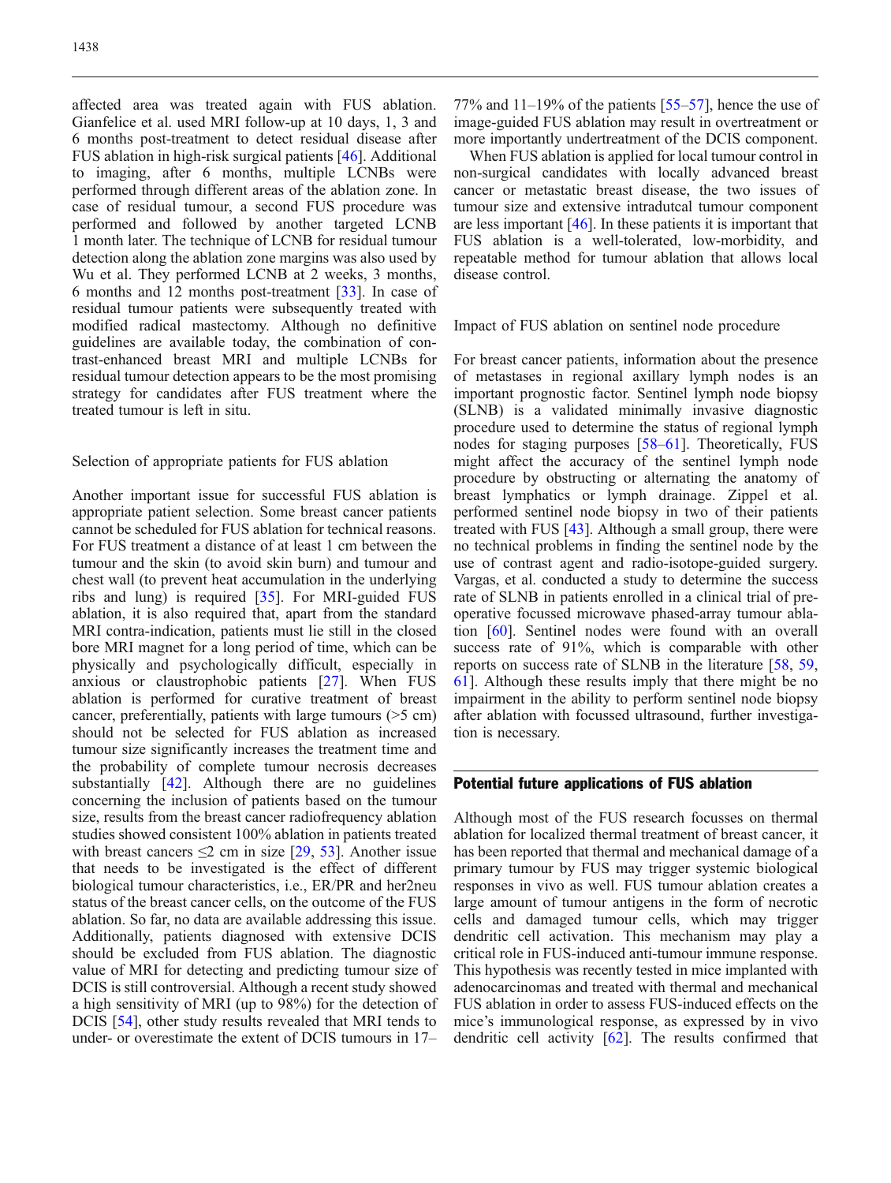affected area was treated again with FUS ablation. Gianfelice et al. used MRI follow-up at 10 days, 1, 3 and 6 months post-treatment to detect residual disease after FUS ablation in high-risk surgical patients [46]. Additional to imaging, after 6 months, multiple LCNBs were performed through different areas of the ablation zone. In case of residual tumour, a second FUS procedure was performed and followed by another targeted LCNB 1 month later. The technique of LCNB for residual tumour detection along the ablation zone margins was also used by Wu et al. They performed LCNB at 2 weeks, 3 months, 6 months and 12 months post-treatment [33]. In case of residual tumour patients were subsequently treated with modified radical mastectomy. Although no definitive guidelines are available today, the combination of contrast-enhanced breast MRI and multiple LCNBs for residual tumour detection appears to be the most promising strategy for candidates after FUS treatment where the treated tumour is left in situ.

### Selection of appropriate patients for FUS ablation

Another important issue for successful FUS ablation is appropriate patient selection. Some breast cancer patients cannot be scheduled for FUS ablation for technical reasons. For FUS treatment a distance of at least 1 cm between the tumour and the skin (to avoid skin burn) and tumour and chest wall (to prevent heat accumulation in the underlying ribs and lung) is required [35]. For MRI-guided FUS ablation, it is also required that, apart from the standard MRI contra-indication, patients must lie still in the closed bore MRI magnet for a long period of time, which can be physically and psychologically difficult, especially in anxious or claustrophobic patients [27]. When FUS ablation is performed for curative treatment of breast cancer, preferentially, patients with large tumours (>5 cm) should not be selected for FUS ablation as increased tumour size significantly increases the treatment time and the probability of complete tumour necrosis decreases substantially [42]. Although there are no guidelines concerning the inclusion of patients based on the tumour size, results from the breast cancer radiofrequency ablation studies showed consistent 100% ablation in patients treated with breast cancers ≤2 cm in size [29, 53]. Another issue that needs to be investigated is the effect of different biological tumour characteristics, i.e., ER/PR and her2neu status of the breast cancer cells, on the outcome of the FUS ablation. So far, no data are available addressing this issue. Additionally, patients diagnosed with extensive DCIS should be excluded from FUS ablation. The diagnostic value of MRI for detecting and predicting tumour size of DCIS is still controversial. Although a recent study showed a high sensitivity of MRI (up to 98%) for the detection of DCIS [54], other study results revealed that MRI tends to under- or overestimate the extent of DCIS tumours in 17–77% and 11–19% of the patients [55–57], hence the use of image-guided FUS ablation may result in overtreatment or more importantly undertreatment of the DCIS component.

When FUS ablation is applied for local tumour control in non-surgical candidates with locally advanced breast cancer or metastatic breast disease, the two issues of tumour size and extensive intradutcal tumour component are less important [46]. In these patients it is important that FUS ablation is a well-tolerated, low-morbidity, and repeatable method for tumour ablation that allows local disease control.

### Impact of FUS ablation on sentinel node procedure

For breast cancer patients, information about the presence of metastases in regional axillary lymph nodes is an important prognostic factor. Sentinel lymph node biopsy (SLNB) is a validated minimally invasive diagnostic procedure used to determine the status of regional lymph nodes for staging purposes [58–61]. Theoretically, FUS might affect the accuracy of the sentinel lymph node procedure by obstructing or alternating the anatomy of breast lymphatics or lymph drainage. Zippel et al. performed sentinel node biopsy in two of their patients treated with FUS [43]. Although a small group, there were no technical problems in finding the sentinel node by the use of contrast agent and radio-isotope-guided surgery. Vargas, et al. conducted a study to determine the success rate of SLNB in patients enrolled in a clinical trial of preoperative focussed microwave phased-array tumour ablation [60]. Sentinel nodes were found with an overall success rate of 91%, which is comparable with other reports on success rate of SLNB in the literature [58, 59, 61]. Although these results imply that there might be no impairment in the ability to perform sentinel node biopsy after ablation with focussed ultrasound, further investigation is necessary.

## Potential future applications of FUS ablation

Although most of the FUS research focusses on thermal ablation for localized thermal treatment of breast cancer, it has been reported that thermal and mechanical damage of a primary tumour by FUS may trigger systemic biological responses in vivo as well. FUS tumour ablation creates a large amount of tumour antigens in the form of necrotic cells and damaged tumour cells, which may trigger dendritic cell activation. This mechanism may play a critical role in FUS-induced anti-tumour immune response. This hypothesis was recently tested in mice implanted with adenocarcinomas and treated with thermal and mechanical FUS ablation in order to assess FUS-induced effects on the mice's immunological response, as expressed by in vivo dendritic cell activity [62]. The results confirmed that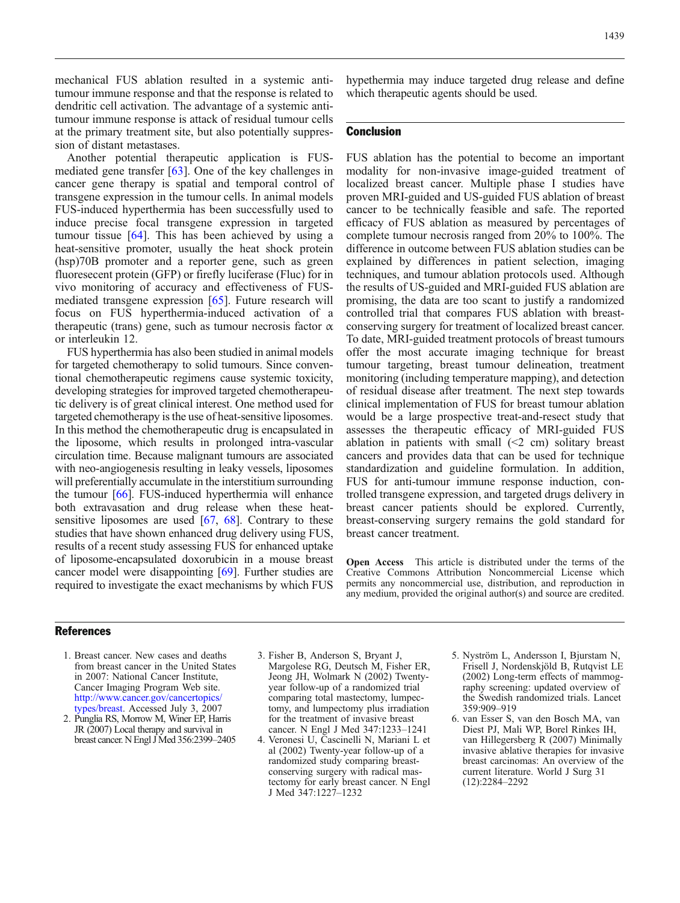mechanical FUS ablation resulted in a systemic anti-tumour immune response and that the response is related to dendritic cell activation. The advantage of a systemic anti-tumour immune response is attack of residual tumour cells at the primary treatment site, but also potentially suppression of distant metastases.

Another potential therapeutic application is FUS-mediated gene transfer [63]. One of the key challenges in cancer gene therapy is spatial and temporal control of transgene expression in the tumour cells. In animal models FUS-induced hyperthermia has been successfully used to induce precise focal transgene expression in targeted tumour tissue [64]. This has been achieved by using a heat-sensitive promoter, usually the heat shock protein (hsp)70B promoter and a reporter gene, such as green fluoresecent protein (GFP) or firefly luciferase (Fluc) for in vivo monitoring of accuracy and effectiveness of FUS-mediated transgene expression [65]. Future research will focus on FUS hyperthermia-induced activation of a therapeutic (trans) gene, such as tumour necrosis factor $\alpha$ or interleukin 12.

FUS hyperthermia has also been studied in animal models for targeted chemotherapy to solid tumours. Since conventional chemotherapeutic regimens cause systemic toxicity, developing strategies for improved targeted chemotherapeutic delivery is of great clinical interest. One method used for targeted chemotherapy is the use of heat-sensitive liposomes. In this method the chemotherapeutic drug is encapsulated in the liposome, which results in prolonged intra-vascular circulation time. Because malignant tumours are associated with neo-angiogenesis resulting in leaky vessels, liposomes will preferentially accumulate in the interstitium surrounding the tumour [66]. FUS-induced hyperthermia will enhance both extravasation and drug release when these heat-sensitive liposomes are used [67, 68]. Contrary to these studies that have shown enhanced drug delivery using FUS, results of a recent study assessing FUS for enhanced uptake of liposome-encapsulated doxorubicin in a mouse breast cancer model were disappointing [69]. Further studies are required to investigate the exact mechanisms by which FUS hypethermia may induce targeted drug release and define which therapeutic agents should be used.

## Conclusion

FUS ablation has the potential to become an important modality for non-invasive image-guided treatment of localized breast cancer. Multiple phase I studies have proven MRI-guided and US-guided FUS ablation of breast cancer to be technically feasible and safe. The reported efficacy of FUS ablation as measured by percentages of complete tumour necrosis ranged from 20% to 100%. The difference in outcome between FUS ablation studies can be explained by differences in patient selection, imaging techniques, and tumour ablation protocols used. Although the results of US-guided and MRI-guided FUS ablation are promising, the data are too scant to justify a randomized controlled trial that compares FUS ablation with breast-conserving surgery for treatment of localized breast cancer. To date, MRI-guided treatment protocols of breast tumours offer the most accurate imaging technique for breast tumour targeting, breast tumour delineation, treatment monitoring (including temperature mapping), and detection of residual disease after treatment. The next step towards clinical implementation of FUS for breast tumour ablation would be a large prospective treat-and-resect study that assesses the therapeutic efficacy of MRI-guided FUS ablation in patients with small (<2 cm) solitary breast cancers and provides data that can be used for technique standardization and guideline formulation. In addition, FUS for anti-tumour immune response induction, controlled transgene expression, and targeted drugs delivery in breast cancer patients should be explored. Currently, breast-conserving surgery remains the gold standard for breast cancer treatment.

**Open Access** This article is distributed under the terms of the Creative Commons Attribution Noncommercial License which permits any noncommercial use, distribution, and reproduction in any medium, provided the original author(s) and source are credited.

## References

1. Breast cancer. New cases and deaths from breast cancer in the United States in 2007: National Cancer Institute, Cancer Imaging Program Web site. http://www.cancer.gov/cancertopics/types/breast. Accessed July 3, 2007
2. Punglia RS, Morrow M, Winer EP, Harris JR (2007) Local therapy and survival in breast cancer. N Engl J Med 356:2399–2405
3. Fisher B, Anderson S, Bryant J, Margolese RG, Deutsch M, Fisher ER, Jeong JH, Wolmark N (2002) Twenty-year follow-up of a randomized trial comparing total mastectomy, lumpectomy, and lumpectomy plus irradiation for the treatment of invasive breast cancer. N Engl J Med 347:1233–1241
4. Veronesi U, Cascinelli N, Mariani L et al (2002) Twenty-year follow-up of a randomized study comparing breast-conserving surgery with radical mastectomy for early breast cancer. N Engl J Med 347:1227–1232
5. Nyström L, Andersson I, Bjurstam N, Frisell J, Nordenskjöld B, Rutqvist LE (2002) Long-term effects of mammography screening: updated overview of the Swedish randomized trials. Lancet 359:909–919
6. van Esser S, van den Bosch MA, van Diest PJ, Mali WP, Borel Rinkes IH, van Hillegersberg R (2007) Minimally invasive ablative therapies for invasive breast carcinomas: An overview of the current literature. World J Surg 31 (12):2284–2292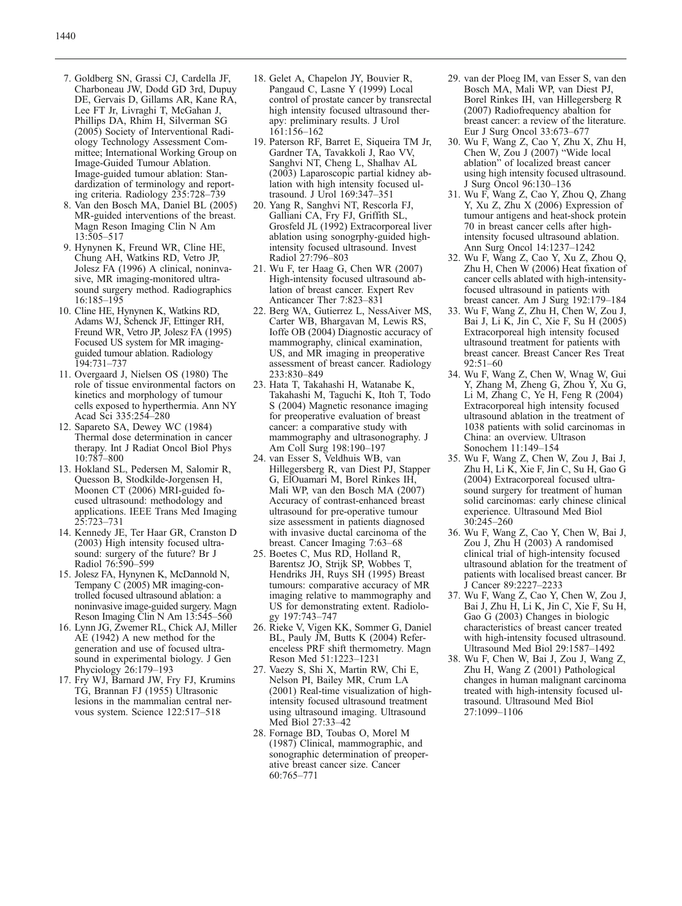7. Goldberg SN, Grassi CJ, Cardella JF, Charboneau JW, Dodd GD 3rd, Dupuy DE, Gervais D, Gillams AR, Kane RA, Lee FT Jr, Livraghi T, McGahan J, Phillips DA, Rhim H, Silverman SG (2005) Society of Interventional Radiology Technology Assessment Committee; International Working Group on Image-Guided Tumour Ablation. Image-guided tumour ablation: Standardization of terminology and reporting criteria. Radiology 235:728–739
8. Van den Bosch MA, Daniel BL (2005) MR-guided interventions of the breast. Magn Reson Imaging Clin N Am 13:505–517
9. Hynynen K, Freund WR, Cline HE, Chung AH, Watkins RD, Vetro JP, Jolesz FA (1996) A clinical, noninvasive, MR imaging-monitored ultrasound surgery method. Radiographics 16:185–195
10. Cline HE, Hynynen K, Watkins RD, Adams WJ, Schenck JF, Ettinger RH, Freund WR, Vetro JP, Jolesz FA (1995) Focused US system for MR imaging-guided tumour ablation. Radiology 194:731–737
11. Overgaard J, Nielsen OS (1980) The role of tissue environmental factors on kinetics and morphology of tumour cells exposed to hyperthermia. Ann NY Acad Sci 335:254–280
12. Sapareto SA, Dewey WC (1984) Thermal dose determination in cancer therapy. Int J Radiat Oncol Biol Phys 10:787–800
13. Hokland SL, Pedersen M, Salomir R, Quesson B, Stodkilde-Jorgensen H, Moonen CT (2006) MRI-guided focused ultrasound: methodology and applications. IEEE Trans Med Imaging 25:723–731
14. Kennedy JE, Ter Haar GR, Cranston D (2003) High intensity focused ultrasound: surgery of the future? Br J Radiol 76:590–599
15. Jolesz FA, Hynynen K, McDannold N, Tempany C (2005) MR imaging-controlled focused ultrasound ablation: a noninvasive image-guided surgery. Magn Reson Imaging Clin N Am 13:545–560
16. Lynn JG, Zwemer RL, Chick AJ, Miller AE (1942) A new method for the generation and use of focused ultrasound in experimental biology. J Gen Phyciology 26:179–193
17. Fry WJ, Barnard JW, Fry FJ, Krumins TG, Brannan FJ (1955) Ultrasonic lesions in the mammalian central nervous system. Science 122:517–518
18. Gelet A, Chapelon JY, Bouvier R, Pangaud C, Lasne Y (1999) Local control of prostate cancer by transrectal high intensity focused ultrasound therapy: preliminary results. J Urol 161:156–162
19. Paterson RF, Barret E, Siqueira TM Jr, Gardner TA, Tavakkoli J, Rao VV, Sanghvi NT, Cheng L, Shalhav AL (2003) Laparoscopic partial kidney ablation with high intensity focused ultrasound. J Urol 169:347–351
20. Yang R, Sanghvi NT, Rescorla FJ, Galliani CA, Fry FJ, Griffith SL, Grosfeld JL (1992) Extracorporeal liver ablation using sonogrphy-guided high-intensity focused ultrasound. Invest Radiol 27:796–803
21. Wu F, ter Haag G, Chen WR (2007) High-intensity focused ultrasound ablation of breast cancer. Expert Rev Anticancer Ther 7:823–831
22. Berg WA, Gutierrez L, NessAiver MS, Carter WB, Bhargavan M, Lewis RS, Ioffe OB (2004) Diagnostic accuracy of mammography, clinical examination, US, and MR imaging in preoperative assessment of breast cancer. Radiology 233:830–849
23. Hata T, Takahashi H, Watanabe K, Takahashi M, Taguchi K, Itoh T, Todo S (2004) Magnetic resonance imaging for preoperative evaluation of breast cancer: a comparative study with mammography and ultrasonography. J Am Coll Surg 198:190–197
24. van Esser S, Veldhuis WB, van Hillegersberg R, van Diest PJ, Stapper G, ElOuamari M, Borel Rinkes IH, Mali WP, van den Bosch MA (2007) Accuracy of contrast-enhanced breast ultrasound for pre-operative tumour size assessment in patients diagnosed with invasive ductal carcinoma of the breast. Cancer Imaging 7:63–68
25. Boetes C, Mus RD, Holland R, Barentsz JO, Strijk SP, Wobbes T, Hendriks JH, Ruys SH (1995) Breast tumours: comparative accuracy of MR imaging relative to mammography and US for demonstrating extent. Radiology 197:743–747
26. Rieke V, Vigen KK, Sommer G, Daniel BL, Pauly JM, Butts K (2004) Referenceless PRF shift thermometry. Magn Reson Med 51:1223–1231
27. Vaezy S, Shi X, Martin RW, Chi E, Nelson PI, Bailey MR, Crum LA (2001) Real-time visualization of high-intensity focused ultrasound treatment using ultrasound imaging. Ultrasound Med Biol 27:33–42
28. Fornage BD, Toubas O, Morel M (1987) Clinical, mammographic, and sonographic determination of preoperative breast cancer size. Cancer 60:765–771
29. van der Ploeg IM, van Esser S, van den Bosch MA, Mali WP, van Diest PJ, Borel Rinkes IH, van Hillegersberg R (2007) Radiofrequency abaltion for breast cancer: a review of the literature. Eur J Surg Oncol 33:673–677
30. Wu F, Wang Z, Cao Y, Zhu X, Zhu H, Chen W, Zou J (2007) "Wide local ablation" of localized breast cancer using high intensity focused ultrasound. J Surg Oncol 96:130–136
31. Wu F, Wang Z, Cao Y, Zhou Q, Zhang Y, Xu Z, Zhu X (2006) Expression of tumour antigens and heat-shock protein 70 in breast cancer cells after high-intensity focused ultrasound ablation. Ann Surg Oncol 14:1237–1242
32. Wu F, Wang Z, Cao Y, Xu Z, Zhou Q, Zhu H, Chen W (2006) Heat fixation of cancer cells ablated with high-intensity-focused ultrasound in patients with breast cancer. Am J Surg 192:179–184
33. Wu F, Wang Z, Zhu H, Chen W, Zou J, Bai J, Li K, Jin C, Xie F, Su H (2005) Extracorporeal high intensity focused ultrasound treatment for patients with breast cancer. Breast Cancer Res Treat 92:51–60
34. Wu F, Wang Z, Chen W, Wnag W, Gui Y, Zhang M, Zheng G, Zhou Y, Xu G, Li M, Zhang C, Ye H, Feng R (2004) Extracorporeal high intensity focused ultrasound ablation in the treatment of 1038 patients with solid carcinomas in China: an overview. Ultrason Sonochem 11:149–154
35. Wu F, Wang Z, Chen W, Zou J, Bai J, Zhu H, Li K, Xie F, Jin C, Su H, Gao G (2004) Extracorporeal focused ultrasound surgery for treatment of human solid carcinomas: early chinese clinical experience. Ultrasound Med Biol 30:245–260
36. Wu F, Wang Z, Cao Y, Chen W, Bai J, Zou J, Zhu H (2003) A randomised clinical trial of high-intensity focused ultrasound ablation for the treatment of patients with localised breast cancer. Br J Cancer 89:2227–2233
37. Wu F, Wang Z, Cao Y, Chen W, Zou J, Bai J, Zhu H, Li K, Jin C, Xie F, Su H, Gao G (2003) Changes in biologic characteristics of breast cancer treated with high-intensity focused ultrasound. Ultrasound Med Biol 29:1587–1492
38. Wu F, Chen W, Bai J, Zou J, Wang Z, Zhu H, Wang Z (2001) Pathological changes in human malignant carcinoma treated with high-intensity focused ultrasound. Ultrasound Med Biol 27:1099–1106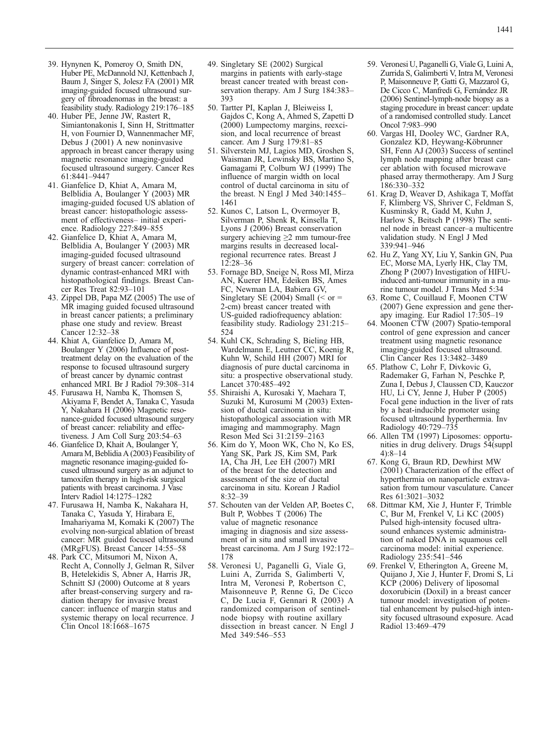39. Hynynen K, Pomeroy O, Smith DN, Huber PE, McDannold NJ, Kettenbach J, Baum J, Singer S, Jolesz FA (2001) MR imaging-guided focused ultrasound surgery of fibroadenomas in the breast: a feasibility study. Radiology 219:176–185
40. Huber PE, Jenne JW, Rastert R, Simiantonakonis I, Sinn H, Strittmatter H, von Fournier D, Wannenmacher MF, Debus J (2001) A new noninvasive approach in breast cancer therapy using magnetic resonance imaging-guided focused ultrasound surgery. Cancer Res 61:8441–9447
41. Gianfelice D, Khiat A, Amara M, Belblidia A, Boulanger Y (2003) MR imaging-guided focused US ablation of breast cancer: histopathologic assessment of effectiveness– initial experience. Radiology 227:849–855
42. Gianfelice D, Khiat A, Amara M, Belblidia A, Boulanger Y (2003) MR imaging-guided focused ultrasound surgery of breast cancer: correlation of dynamic contrast-enhanced MRI with histopathological findings. Breast Cancer Res Treat 82:93–101
43. Zippel DB, Papa MZ (2005) The use of MR imaging guided focused ultrasound in breast cancer patients; a preliminary phase one study and review. Breast Cancer 12:32–38
44. Khiat A, Gianfelice D, Amara M, Boulanger Y (2006) Influence of post-treatment delay on the evaluation of the response to focused ultrasound surgery of breast cancer by dynamic contrast enhanced MRI. Br J Radiol 79:308–314
45. Furusawa H, Namba K, Thomsen S, Akiyama F, Bendet A, Tanaka C, Yasuda Y, Nakahara H (2006) Magnetic resonance-guided focused ultrasound surgery of breast cancer: reliability and effectiveness. J Am Coll Surg 203:54–63
46. Gianfelice D, Khait A, Boulanger Y, Amara M, Beblidia A (2003) Feasibility of magnetic resonance imaging-guided focused ultrasound surgery as an adjunct to tamoxifen therapy in high-risk surgical patients with breast carcinoma. J Vasc Interv Radiol 14:1275–1282
47. Furusawa H, Namba K, Nakahara H, Tanaka C, Yasuda Y, Hirabara E, Imahariyama M, Komaki K (2007) The evolving non-surgical ablation of breast cancer: MR guided focused ultrasound (MRgFUS). Breast Cancer 14:55–58
48. Park CC, Mitsumori M, Nixon A, Recht A, Connolly J, Gelman R, Silver B, Hetelekidis S, Abner A, Harris JR, Schnitt SJ (2000) Outcome at 8 years after breast-conserving surgery and radiation therapy for invasive breast cancer: influence of margin status and systemic therapy on local recurrence. J Clin Oncol 18:1668–1675
49. Singletary SE (2002) Surgical margins in patients with early-stage breast cancer treated with breast conservation therapy. Am J Surg 184:383–393
50. Tartter PI, Kaplan J, Bleiweiss I, Gajdos C, Kong A, Ahmed S, Zapetti D (2000) Lumpectomy margins, reexcision, and local recurrence of breast cancer. Am J Surg 179:81–85
51. Silverstein MJ, Lagios MD, Groshen S, Waisman JR, Lewinsky BS, Martino S, Gamagami P, Colburn WJ (1999) The influence of margin width on local control of ductal carcinoma in situ of the breast. N Engl J Med 340:1455–1461
52. Kunos C, Latson L, Overmoyer B, Silverman P, Shenk R, Kinsella T, Lyons J (2006) Breast conservation surgery achieving ≥2 mm tumour-free margins results in decreased local-regional recurrence rates. Breast J 12:28–36
53. Fornage BD, Sneige N, Ross MI, Mirza AN, Kuerer HM, Edeiken BS, Ames FC, Newman LA, Babiera GV, Singletary SE (2004) Small (< or = 2-cm) breast cancer treated with US-guided radiofrequency ablation: feasibility study. Radiology 231:215–524
54. Kuhl CK, Schrading S, Bieling HB, Wardelmann E, Leutner CC, Koenig R, Kuhn W, Schild HH (2007) MRI for diagnosis of pure ductal carcinoma in situ: a prospective observational study. Lancet 370:485–492
55. Shiraishi A, Kurosaki Y, Maehara T, Suzuki M, Kurosumi M (2003) Extension of ductal carcinoma in situ: histopathological association with MR imaging and mammography. Magn Reson Med Sci 31:2159–2163
56. Kim do Y, Moon WK, Cho N, Ko ES, Yang SK, Park JS, Kim SM, Park IA, Cha JH, Lee EH (2007) MRI of the breast for the detection and assessment of the size of ductal carcinoma in situ. Korean J Radiol 8:32–39
57. Schouten van der Velden AP, Boetes C, Bult P, Wobbes T (2006) The value of magnetic resonance imaging in diagnosis and size assessment of in situ and small invasive breast carcinoma. Am J Surg 192:172–178
58. Veronesi U, Paganelli G, Viale G, Luini A, Zurrida S, Galimberti V, Intra M, Veronesi P, Robertson C, Maisonneuve P, Renne G, De Cicco C, De Lucia F, Gennari R (2003) A randomized comparison of sentinel-node biopsy with routine axillary dissection in breast cancer. N Engl J Med 349:546–553
59. Veronesi U, Paganelli G, Viale G, Luini A, Zurrida S, Galimberti V, Intra M, Veronesi P, Maisonneuve P, Gatti G, Mazzarol G, De Cicco C, Manfredi G, Fernández JR (2006) Sentinel-lymph-node biopsy as a staging procedure in breast cancer: update of a randomised controlled study. Lancet Oncol 7:983–990
60. Vargas HI, Dooley WC, Gardner RA, Gonzalez KD, Heywang-Köbrunner SH, Fenn AJ (2003) Success of sentinel lymph node mapping after breast cancer ablation with focused microwave phased array thermotherapy. Am J Surg 186:330–332
61. Krag D, Weaver D, Ashikaga T, Moffat F, Klimberg VS, Shriver C, Feldman S, Kusminsky R, Gadd M, Kuhn J, Harlow S, Beitsch P (1998) The sentinel node in breast cancer–a multicentre validation study. N Engl J Med 339:941–946
62. Hu Z, Yang XY, Liu Y, Sankin GN, Pua EC, Morse MA, Lyerly HK, Clay TM, Zhong P (2007) Investigation of HIFU-induced anti-tumour immunity in a murine tumour model. J Trans Med 5:34
63. Rome C, Couillaud F, Moonen CTW (2007) Gene expression and gene therapy imaging. Eur Radiol 17:305–19
64. Moonen CTW (2007) Spatio-temporal control of gene expression and cancer treatment using magnetic resonance imaging-guided focused ultrasound. Clin Cancer Res 13:3482–3489
65. Plathow C, Lohr F, Divkovic G, Rademaker G, Farhan N, Peschke P, Zuna I, Debus J, Claussen CD, Kauczor HU, Li CY, Jenne J, Huber P (2005) Focal gene induction in the liver of rats by a heat-inducible promoter using focused ultrasound hyperthermia. Inv Radiology 40:729–735
66. Allen TM (1997) Liposomes: opportunities in drug delivery. Drugs 54(suppl 4):8–14
67. Kong G, Braun RD, Dewhirst MW (2001) Characterization of the effect of hyperthermia on nanoparticle extravasation from tumour vasculature. Cancer Res 61:3021–3032
68. Dittmar KM, Xie J, Hunter F, Trimble C, Bur M, Frenkel V, Li KC (2005) Pulsed high-intensity focused ultrasound enhances systemic administration of naked DNA in squamous cell carcinoma model: initial experience. Radiology 235:541–546
69. Frenkel V, Etherington A, Greene M, Quijano J, Xie J, Hunter F, Dromi S, Li KCP (2006) Delivery of liposomal doxorubicin (Doxil) in a breast cancer tumour model: investigation of potential enhancement by pulsed-high intensity focused ultrasound exposure. Acad Radiol 13:469–479